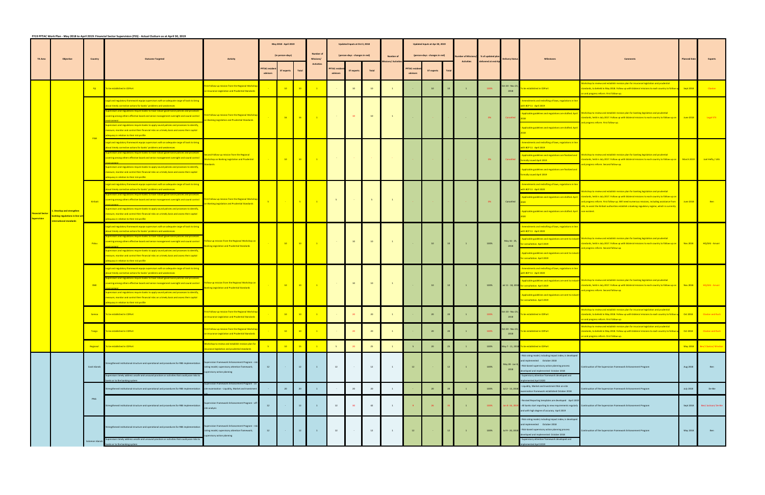FY19 PFTAC Work Plan - May 2018 to April 2019: Financial Sector Supervision (FSS) - Actual Outturn as at April 30, 2019

| TA Area | Objective | Country | Outcome Targeted | Activity | May 2018 - April 2019 (in person-days) | | | Number of Missions/ Activities | Updated Inputs at Oct 9, 2018 (person-days - changes in red) | | | Number of Missions/ Activities | Updated Inputs at Apr 30, 2019 (person-days - changes in red) | | | Number of Missions/ Activities | % of updated plan delivered at end-Apr | Delivery Status | Milestones | Comments | Planned Date | Experts |
|---|---|---|---|---|---|---|---|---|---|---|---|---|---|---|---|---|---|---|---|---|---|---|
| | | | | | PFTAC resident advisors | ST experts | Total | | PFTAC resident advisors | ST experts | Total | | PFTAC resident advisors | ST experts | Total | | | | | | | |
| Financial Sector Supervision | 1. Develop and strengthen banking regulations in line with international standards | Fiji | To be established in CDPort | First Follow-up mission from the Regional Workshop on Insurance Legislation and Prudential Standards | - | 10 | 10 | 1 | - | 10 | 10 | 1 | - | 10 | 10 | 1 | 100% | Oct 20 - Nov 23, 2018 | To be established in CDPort | Workshop to review and establish revision plan for insurance legislation and prudential standards, to beheld in May 2018. Follow up with bilateral missions to each country to follow-up on and progress reform. First follow-up. | Sept 2018 | Claxton |
| | | FSM | Legal and regulatory framework equips supervisors with an adequate range of tools to bring about timely corrective actions for banks' problems and weaknesses<br>Supervisors and regulations require banks to have robust governance policies and processes covering among others effective board and senior management oversight and sound control environment<br>Supervisors and regulations require banks to apply sound policies and processes to identify, measure, monitor and control their financial risks on a timely basis and assess their capital adequacy in relation to their risk profile | First Follow-up mission from the Regional Workshop on Banking Legislation and Prudential Standards | - | 10 | 10 | 1 | - | 10 | 10 | 1 | - | - | - | - | 0% | Cancelled | - Amendments and redrafting of laws, regulations in line with BCP 11 April 2019<br>- Applicable guidelines and regulations are drafted. April 2019<br>- Applicable guidelines and regulations are drafted. April 2019 | Workshop to review and establish revision plan for banking legislation and prudential standards, held in July 2017. Follow up with bilateral missions to each country to follow-up on and progress reform. First follow-up. | June 2018 | Legal STX |
| | | | Legal and regulatory framework equips supervisors with an adequate range of tools to bring about timely corrective actions for banks' problems and weaknesses<br>Supervisors and regulations require banks to have robust governance policies and processes covering among others effective board and senior management oversight and sound control environment<br>Supervisors and regulations require banks to apply sound policies and processes to identify, measure, monitor and control their financial risks on a timely basis and assess their capital adequacy in relation to their risk profile | Second Follow-up mission from the Regional Workshop on Banking Legislation and Prudential Standards | - | 10 | 10 | 1 | - | - | - | - | - | - | - | - | 0% | Cancelled | - Amendments and redrafting of laws, regulations in line with BCP 11 April 2019<br>- Applicable guidelines and regulations are finalized and formally issued April 2019<br>- Applicable guidelines and regulations are finalized and formally issued April 2019 | Workshop to review and establish revision plan for banking legislation and prudential standards, held in July 2017. Follow up with bilateral missions to each country to follow-up on and progress reform. Second follow-up. | March 2019 | Joel Hefty / LEG |
| | | Kiribati | Legal and regulatory framework equips supervisors with an adequate range of tools to bring about timely corrective actions for banks' problems and weaknesses<br>Supervisors and regulations require banks to have robust governance policies and processes covering among others effective board and senior management oversight and sound control environment<br>Supervisors and regulations require banks to apply sound policies and processes to identify, measure, monitor and control their financial risks on a timely basis and assess their capital adequacy in relation to their risk profile | First Follow-up mission from the Regional Workshop on Banking Legislation and Prudential Standards | 5 | - | 5 | 1 | 5 | - | 5 | 1 | - | - | - | - | 0% | Cancelled | - Amendments and redrafting of laws, regulations in line with BCP 11 April 2020<br>- Applicable guidelines and regulations are drafted. April 2020<br>- Applicable guidelines and regulations are drafted. April 2020 | Workshop to review and establish revision plan for banking legislation and prudential standards, held in July 2017. Follow up with bilateral missions to each country to follow-up on and progress reform. First follow-up. Will need numerous missions, including assistance from LEG, to assist the Kiribati authorities establish a banking regulatory regime, which is currently non-existent. | June 2018 | Ben |
| | | Palau | Legal and regulatory framework equips supervisors with an adequate range of tools to bring about timely corrective actions for banks' problems and weaknesses<br>Supervisors and regulations require banks to have robust governance policies and processes covering among others effective board and senior management oversight and sound control environment<br>Supervisors and regulations require banks to apply sound policies and processes to identify, measure, monitor and control their financial risks on a timely basis and assess their capital adequacy in relation to their risk profile | Follow-up mission from the Regional Workshop on Banking Legislation and Prudential Standards | - | 10 | 10 | 1 | - | 10 | 10 | 1 | - | 10 | 10 | 1 | 100% | May 16 - 25, 2018 | - Amendments and redrafting of laws, regulations in line with BCP 11 April 2020<br>- Applicable guidelines and regulations are sent to industry for consultation. April 2019<br>- Applicable guidelines and regulations are sent to industry for consultation. April 2019 | Workshop to review and establish revision plan for banking legislation and prudential standards, held in July 2017. Follow up with bilateral missions to each country to follow-up on and progress reform. Second follow-up. | Nov 2018 | HQ/LEG - Anyan |
| | | RMI | Legal and regulatory framework equips supervisors with an adequate range of tools to bring about timely corrective actions for banks' problems and weaknesses<br>Supervisors and regulations require banks to have robust governance policies and processes covering among others effective board and senior management oversight and sound control environment<br>Supervisors and regulations require banks to apply sound policies and processes to identify, measure, monitor and control their financial risks on a timely basis and assess their capital adequacy in relation to their risk profile | Follow-up mission from the Regional Workshop on Banking Legislation and Prudential Standards | - | 10 | 10 | 1 | - | 10 | 10 | 1 | - | 10 | 10 | 1 | 100% | Jul 11 - 18, 2018 | - Amendments and redrafting of laws, regulations in line with BCP 11 April 2020<br>- Applicable guidelines and regulations are sent to industry for consultation. April 2019<br>- Applicable guidelines and regulations are sent to industry for consultation. April 2019 | Workshop to review and establish revision plan for banking legislation and prudential standards, held in July 2017. Follow up with bilateral missions to each country to follow-up on and progress reform. Second follow-up. | Nov 2018 | HQ/LEG - Anyan |
| | | Samoa | To be established in CDPort | First Follow-up mission from the Regional Workshop on Insurance Legislation and Prudential Standards | - | 10 | 10 | 1 | - | 20 | 20 | 1 | - | 20 | 20 | 1 | 100% | Oct 20 - Nov 23, 2018 | To be established in CDPort | Workshop to review and establish revision plan for insurance legislation and prudential standards, to beheld in May 2018. Follow up with bilateral missions to each country to follow-up on and progress reform. First follow-up. | Oct 2018 | Claxton and Ruch |
| | | Tonga | To be established in CDPort | First Follow-up mission from the Regional Workshop on Insurance Legislation and Prudential Standards | - | 10 | 10 | 1 | - | 20 | 20 | 1 | - | 20 | 20 | 1 | 100% | Oct 20 - Nov 23, 2018 | To be established in CDPort | Workshop to review and establish revision plan for insurance legislation and prudential standards, to beheld in May 2018. Follow up with bilateral missions to each country to follow-up on and progress reform. First follow-up. | Oct 2018 | Claxton and Ruch |
| | | Regional | To be established in CDPort | Workshop to review and establish revision plan for insurance legislation and prudential standards | 5 | 10 | 15 | 1 | 5 | 20 | 25 | 1 | 5 | 20 | 25 | 1 | 100% | May 7 - 11, 2018 | To be established in CDPort | | May 2018 | Ben/ Claxton/ Windsor |
| | | Cook Islands | Strengthened institutional structure and operational and procedures for RBS implementation<br>Supervisors timely address unsafe and unsound practices or activities that could pose risks to banks or to the banking system | Supervision Framework Enhancement Program - risk rating model; supervisory attention framework; supervisory action planning | 12 | - | 12 | 1 | 12 | - | 12 | 1 | 12 | - | 12 | 1 | 100% | May 28 - Jun 8, 2018 | - Risk rating model, including impact index, is developed and implemented. October 2018<br>- Risk-based supervisory action planning process developed and implemented. October 2018<br>- Supervisory attention framework developed and implemented April 2020 | Continuation of the Supervision Framework Enhancement Program | Aug 2018 | Ben |
| | | PNG | Strengthened institutional structure and operational and procedures for RBS implementation | Supervision Framework Enhancement Program - on-site examination - Liquidity, Market and Investment | - | 20 | 20 | 1 | - | 20 | 20 | 1 | - | 20 | 20 | 1 | 100% | Jul 2 - 13, 2018 | - Liquidity, Market and Investment Risk on-site examination framework established October 2018 | Continuation of the Supervision Framework Enhancement Program | July 2018 | De-Bie |
| | | | Strengthened institutional structure and operational and procedures for RBS implementation | Supervision Framework Enhancement Program - off-site analysis | 12 | - | 12 | 1 | 12 | 30 | 42 | 1 | 9 | 26 | 35 | 1 | 100% | Jan 8 - 16, 2019 | - Revised Reporting templates are developed. April 2019<br>- All banks start reporting to new requirements regularly and with high degree of accuracy. April 2019 | Continuation of the Supervision Framework Enhancement Program | Sept 2018 | Ben/ Jackson/ De-Bie |
| | | Solomon Islands | Strengthened institutional structure and operational and procedures for RBS implementation<br>Supervisors timely address unsafe and unsound practices or activities that could pose risks to banks or to the banking system | Supervision Framework Enhancement Program - risk rating model; supervisory attention framework; supervisory action planning | 12 | - | 12 | 1 | 12 | - | 12 | 1 | 12 | - | 12 | 1 | 100% | Jul 9 - 20, 2018 | - Risk rating model, including impact index, is developed and implemented. October 2018<br>- Risk-based supervisory action planning process developed and implemented. October 2018<br>- Supervisory attention framework developed and implemented April 2019 | Continuation of the Supervision Framework Enhancement Program | May 2019 | Ben |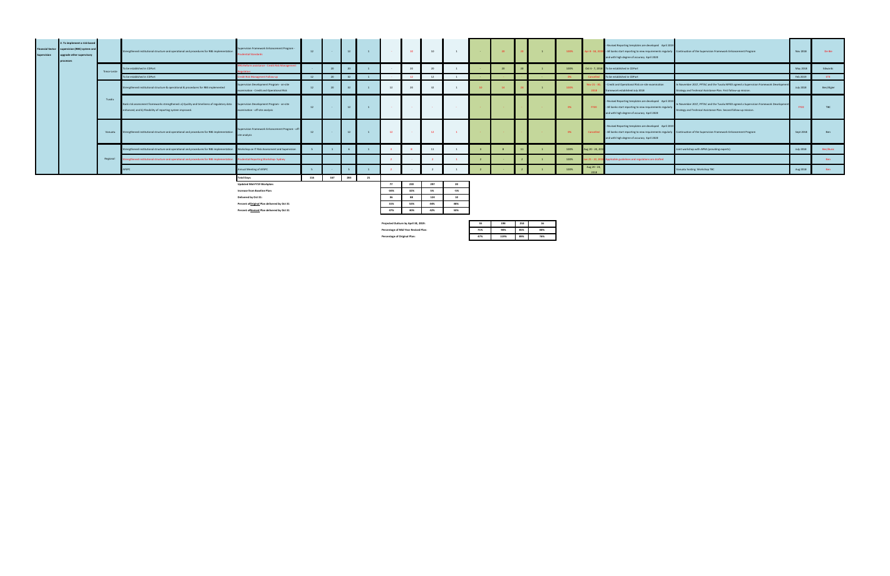| | | | | | | | | | | | | | | | | | | | | | | | | |
|---|---|---|---|---|---|---|---|---|---|---|---|---|---|---|---|---|---|---|---|---|---|---|---|---|
| Financial Sector Supervision | 2. To implement a risk-based supervision (RBS) system and upgrade other supervisory processes | | Strengthened institutional structure and operational and procedures for RBS implementation | Supervision Framework Enhancement Program - Prudential Standards | 12 | - | 12 | 1 | - | 10 | 10 | 1 | - | 20 | 20 | 1 | 100% | Apr 8 - 18, 2019 | -Revised Reporting templates are developed April 2019 -All banks start reporting to new requirements regularly and with high degree of accuracy April 2020 | Continuation of the Supervision Framework Enhancement Program | Nov 2018 | De-Bit |
| | | Timor-Leste | To be established in CDPort | IMF Reform assistance - Credit Risk Management regulation | - | 20 | 20 | 1 | - | 20 | 20 | 1 | - | 20 | 20 | 1 | 100% | Oct 4 - 7, 2018 | To be established in CDPort | | May 2019 | Edwards |
| | | | To be established in CDPort | Credit Risk Management Follow-up | 12 | 20 | 32 | 1 | - | 12 | 12 | 1 | - | - | - | - | 0% | Cancelled | To be established in CDPort | | Feb 2019 | STX |
| | | Tuvalu | Strengthened institutional structure & operational & procedures for RBS implemented | Supervision Development Program - on-site examination - Credit and Operational Risk | 12 | 20 | 32 | 1 | 12 | 20 | 32 | 1 | 10 | 14 | 24 | 1 | 100% | Nov 21 - 30, 2018 | - Credit and Operational Risk on-site examination framework established July 2018 | In November 2017, PFTAC and the Tuvalu MFED signed a Supervision Framework Development Strategy and Technical Assistance Plan. First follow-up mission. | July 2018 | Ben/Algie |
| | | | Bank risk assessment frameworks strengthened: a) Quality and timeliness of regulatory data enhanced; and b) Flexibility of reporting system improved. | Supervision Development Program - on-site examination - off-site analysis | 12 | - | 12 | 1 | - | - | - | - | - | - | - | - | 0% | FY20 | -Revised Reporting templates are developed April 2019 -All banks start reporting to new requirements regularly and with high degree of accuracy April 2020 | In November 2017, PFTAC and the Tuvalu MFED signed a Supervision Framework Development Strategy and Technical Assistance Plan. Second follow-up mission. | FY20 | TBC |
| | | Vanuatu | Strengthened institutional structure and operational and procedures for RBS implementation | Supervision Framework Enhancement Program - off-site analysis | 12 | - | 12 | 1 | 12 | - | 12 | 1 | - | - | - | - | 0% | Cancelled | -Revised Reporting templates are developed April 2019 -All banks start reporting to new requirements regularly and with high degree of accuracy April 2020 | Continuation of the Supervision Framework Enhancement Program | Sept 2018 | Ben |
| | | Regional | Strengthened institutional structure and operational and procedures for RBS implementation | Workshop on IT Risk Assessment and Supervision | 5 | 1 | 6 | 1 | 3 | 8 | 11 | 1 | 3 | 8 | 11 | 1 | 100% | Aug 20 - 24, 2018 | | Joint workshop with APRA (providing experts) | July 2018 | Ben/Bussi |
| | | | Strengthened institutional structure and operational and procedures for RBS implementation | Prudential Reporting Workshop- Sydney | | | | | 2 | - | 2 | 1 | 2 | - | 2 | 1 | 100% | Jan 21 - 23, 2019 | Applicable guidelines and regulations are drafted | | | Ben |
| | | | AFSPC | Annual Meeting of AFSPC | 5 | - | 5 | 1 | 2 | - | 2 | 1 | 2 | - | 2 | 1 | 100% | Aug 20 - 24, 2018 | | Vanuatu hosting. Workshop TBC | Aug 2018 | Ben |
| | | | | Total Days: | 116 | 167 | 283 | 21 | | | | | | | | | | | | | | |
| | | | | Updated Mid-FY19 Workplan | | | | | 77 | 220 | 297 | 20 | | | | | | | | | | |
| | | | | Increase from Baseline Plan | | | | | -34% | 32% | 5% | -5% | | | | | | | | | | |
| | | | | Delivered by Oct 31: | | | | | 36 | 88 | 124 | 10 | | | | | | | | | | |
| | | | | Percent of Original Plan delivered by Oct 31 | | | | | 31% | 53% | 44% | 48% | | | | | | | | | | |
| | | | | Percent of Revised Plan delivered by Oct 31 | | | | | 47% | 40% | 42% | 50% | | | | | | | | | | |

| | | | | |
|---|---|---|---|---|
| Projected Outturn by April 30, 2019: | 55 | 198 | 253 | 16 |
| Percentage of Mid-Year Revised Plan: | 71% | 90% | 85% | 80% |
| Percentage of Original Plan: | 47% | 119% | 89% | 76% |